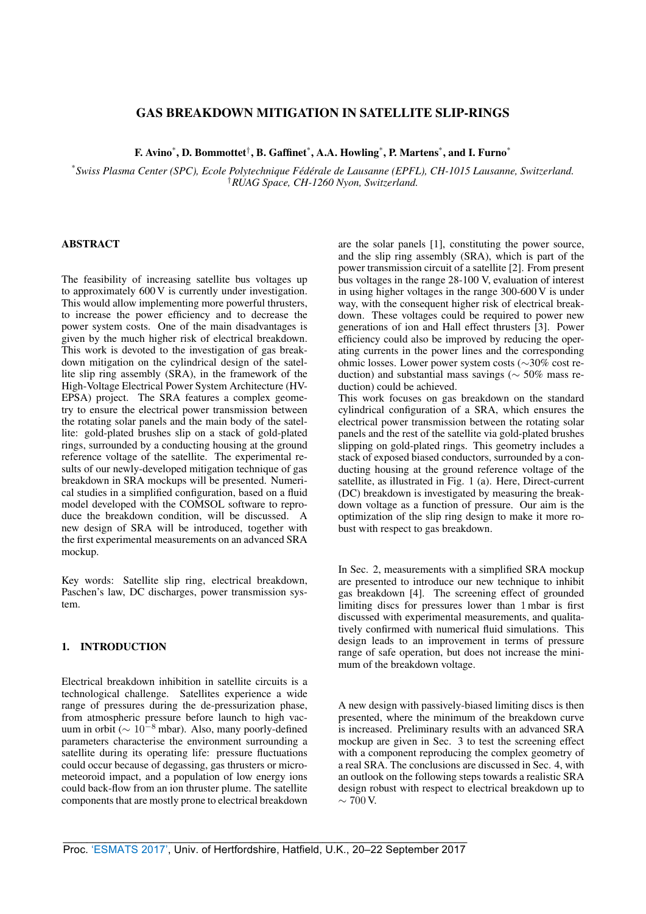# GAS BREAKDOWN MITIGATION IN SATELLITE SLIP-RINGS

**F. Avino[\*], D. Bommottet[†], B. Gaffinet[\*], A.A. Howling[\*], P. Martens[\*], and I. Furno[\*]**

[\*] *Swiss Plasma Center (SPC), Ecole Polytechnique Fédérale de Lausanne (EPFL), CH-1015 Lausanne, Switzerland.*
[†] *RUAG Space, CH-1260 Nyon, Switzerland.*

## ABSTRACT

The feasibility of increasing satellite bus voltages up to approximately 600 V is currently under investigation. This would allow implementing more powerful thrusters, to increase the power efficiency and to decrease the power system costs. One of the main disadvantages is given by the much higher risk of electrical breakdown. This work is devoted to the investigation of gas breakdown mitigation on the cylindrical design of the satellite slip ring assembly (SRA), in the framework of the High-Voltage Electrical Power System Architecture (HV-EPSA) project. The SRA features a complex geometry to ensure the electrical power transmission between the rotating solar panels and the main body of the satellite: gold-plated brushes slip on a stack of gold-plated rings, surrounded by a conducting housing at the ground reference voltage of the satellite. The experimental results of our newly-developed mitigation technique of gas breakdown in SRA mockups will be presented. Numerical studies in a simplified configuration, based on a fluid model developed with the COMSOL software to reproduce the breakdown condition, will be discussed. A new design of SRA will be introduced, together with the first experimental measurements on an advanced SRA mockup.

Key words: Satellite slip ring, electrical breakdown, Paschen's law, DC discharges, power transmission system.

## 1. INTRODUCTION

Electrical breakdown inhibition in satellite circuits is a technological challenge. Satellites experience a wide range of pressures during the de-pressurization phase, from atmospheric pressure before launch to high vacuum in orbit ($\sim 10^{-8}$ mbar). Also, many poorly-defined parameters characterise the environment surrounding a satellite during its operating life: pressure fluctuations could occur because of degassing, gas thrusters or micro-meteoroid impact, and a population of low energy ions could back-flow from an ion thruster plume. The satellite components that are mostly prone to electrical breakdown are the solar panels [1], constituting the power source, and the slip ring assembly (SRA), which is part of the power transmission circuit of a satellite [2]. From present bus voltages in the range 28-100 V, evaluation of interest in using higher voltages in the range 300-600 V is under way, with the consequent higher risk of electrical breakdown. These voltages could be required to power new generations of ion and Hall effect thrusters [3]. Power efficiency could also be improved by reducing the operating currents in the power lines and the corresponding ohmic losses. Lower power system costs ($\sim$30% cost reduction) and substantial mass savings ($\sim$ 50% mass reduction) could be achieved.

This work focuses on gas breakdown on the standard cylindrical configuration of a SRA, which ensures the electrical power transmission between the rotating solar panels and the rest of the satellite via gold-plated brushes slipping on gold-plated rings. This geometry includes a stack of exposed biased conductors, surrounded by a conducting housing at the ground reference voltage of the satellite, as illustrated in Fig. 1 (a). Here, Direct-current (DC) breakdown is investigated by measuring the breakdown voltage as a function of pressure. Our aim is the optimization of the slip ring design to make it more robust with respect to gas breakdown.

In Sec. 2, measurements with a simplified SRA mockup are presented to introduce our new technique to inhibit gas breakdown [4]. The screening effect of grounded limiting discs for pressures lower than 1 mbar is first discussed with experimental measurements, and qualitatively confirmed with numerical fluid simulations. This design leads to an improvement in terms of pressure range of safe operation, but does not increase the minimum of the breakdown voltage.

A new design with passively-biased limiting discs is then presented, where the minimum of the breakdown curve is increased. Preliminary results with an advanced SRA mockup are given in Sec. 3 to test the screening effect with a component reproducing the complex geometry of a real SRA. The conclusions are discussed in Sec. 4, with an outlook on the following steps towards a realistic SRA design robust with respect to electrical breakdown up to $\sim$ 700 V.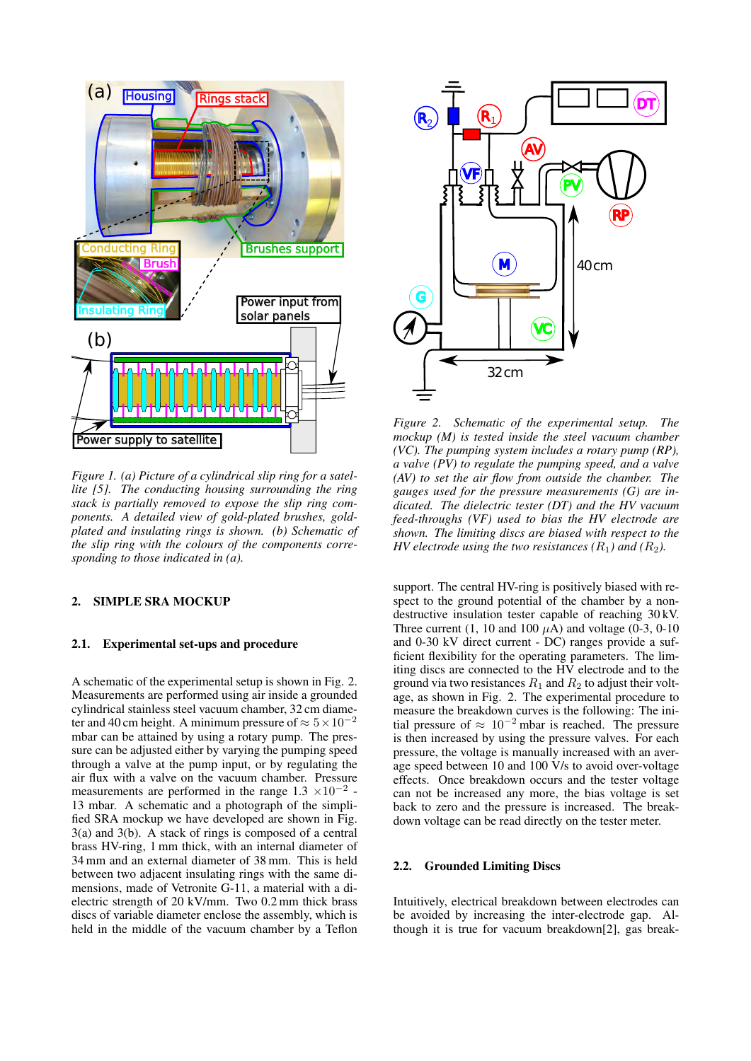*Figure 1. (a) Picture of a cylindrical slip ring for a satellite [5]. The conducting housing surrounding the ring stack is partially removed to expose the slip ring components. A detailed view of gold-plated brushes, gold-plated and insulating rings is shown. (b) Schematic of the slip ring with the colours of the components corresponding to those indicated in (a).*

*Figure 2. Schematic of the experimental setup. The mockup (M) is tested inside the steel vacuum chamber (VC). The pumping system includes a rotary pump (RP), a valve (PV) to regulate the pumping speed, and a valve (AV) to set the air flow from outside the chamber. The gauges used for the pressure measurements (G) are indicated. The dielectric tester (DT) and the HV vacuum feed-throughs (VF) used to bias the HV electrode are shown. The limiting discs are biased with respect to the HV electrode using the two resistances ($R_1$) and ($R_2$).*

## 2. SIMPLE SRA MOCKUP

### 2.1. Experimental set-ups and procedure

A schematic of the experimental setup is shown in Fig. 2. Measurements are performed using air inside a grounded cylindrical stainless steel vacuum chamber, 32 cm diameter and 40 cm height. A minimum pressure of $\approx 5 \times 10^{-2}$ mbar can be attained by using a rotary pump. The pressure can be adjusted either by varying the pumping speed through a valve at the pump input, or by regulating the air flux with a valve on the vacuum chamber. Pressure measurements are performed in the range 1.3 $\times 10^{-2}$ - 13 mbar. A schematic and a photograph of the simplified SRA mockup we have developed are shown in Fig. 3(a) and 3(b). A stack of rings is composed of a central brass HV-ring, 1 mm thick, with an internal diameter of 34 mm and an external diameter of 38 mm. This is held between two adjacent insulating rings with the same dimensions, made of Vetronite G-11, a material with a dielectric strength of 20 kV/mm. Two 0.2 mm thick brass discs of variable diameter enclose the assembly, which is held in the middle of the vacuum chamber by a Teflon support. The central HV-ring is positively biased with respect to the ground potential of the chamber by a non-destructive insulation tester capable of reaching 30 kV. Three current (1, 10 and 100 $\mu$A) and voltage (0-3, 0-10 and 0-30 kV direct current - DC) ranges provide a sufficient flexibility for the operating parameters. The limiting discs are connected to the HV electrode and to the ground via two resistances $R_1$ and $R_2$ to adjust their voltage, as shown in Fig. 2. The experimental procedure to measure the breakdown curves is the following: The initial pressure of $\approx$ $10^{-2}$ mbar is reached. The pressure is then increased by using the pressure valves. For each pressure, the voltage is manually increased with an average speed between 10 and 100 V/s to avoid over-voltage effects. Once breakdown occurs and the tester voltage can not be increased any more, the bias voltage is set back to zero and the pressure is increased. The breakdown voltage can be read directly on the tester meter.

### 2.2. Grounded Limiting Discs

Intuitively, electrical breakdown between electrodes can be avoided by increasing the inter-electrode gap. Although it is true for vacuum breakdown[2], gas break-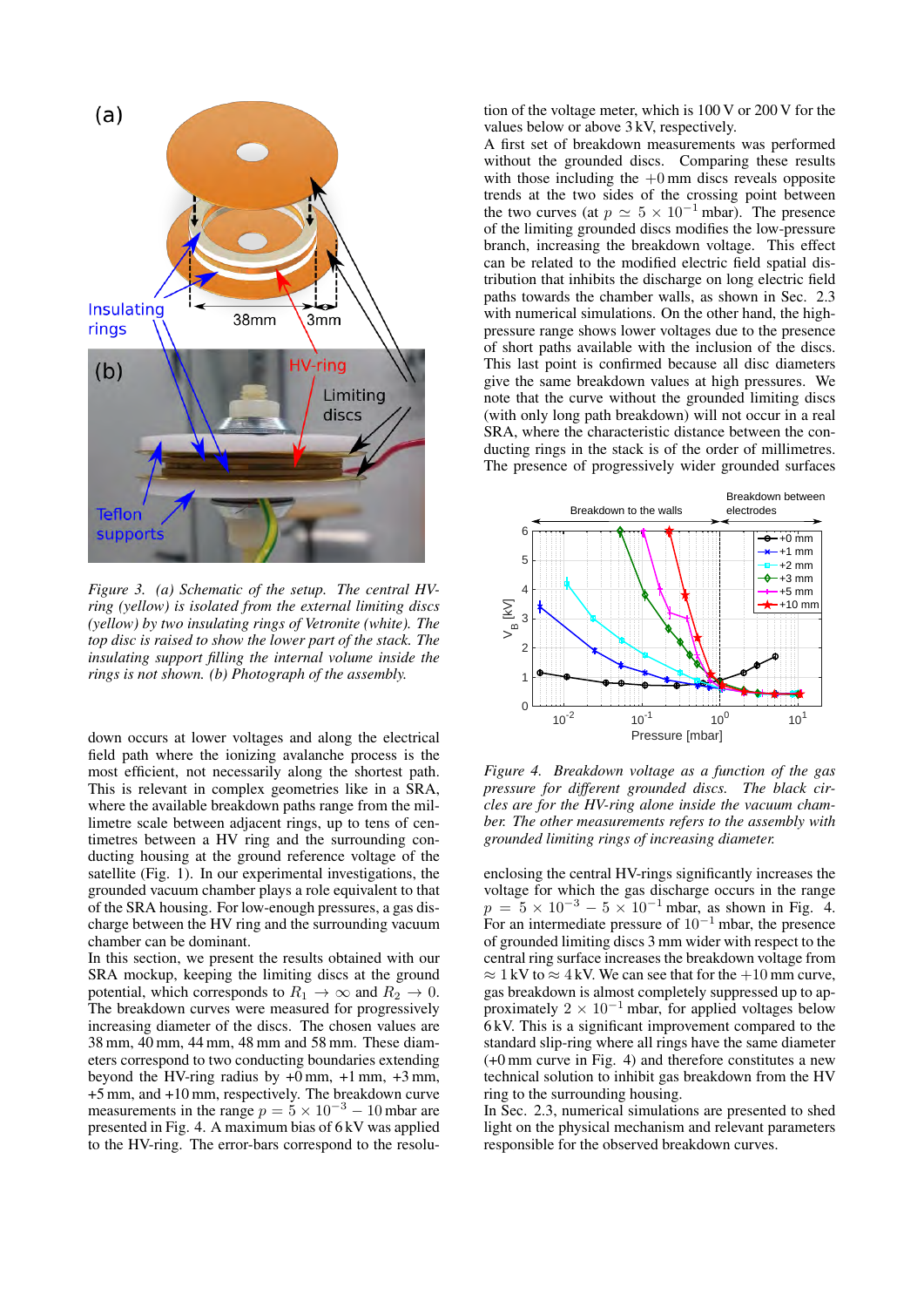*Figure 3. (a) Schematic of the setup. The central HV-ring (yellow) is isolated from the external limiting discs (yellow) by two insulating rings of Vetronite (white). The top disc is raised to show the lower part of the stack. The insulating support filling the internal volume inside the rings is not shown. (b) Photograph of the assembly.*

down occurs at lower voltages and along the electrical field path where the ionizing avalanche process is the most efficient, not necessarily along the shortest path. This is relevant in complex geometries like in a SRA, where the available breakdown paths range from the millimetre scale between adjacent rings, up to tens of centimetres between a HV ring and the surrounding conducting housing at the ground reference voltage of the satellite (Fig. 1). In our experimental investigations, the grounded vacuum chamber plays a role equivalent to that of the SRA housing. For low-enough pressures, a gas discharge between the HV ring and the surrounding vacuum chamber can be dominant.

In this section, we present the results obtained with our SRA mockup, keeping the limiting discs at the ground potential, which corresponds to $R_1 \to \infty$ and $R_2 \to 0$. The breakdown curves were measured for progressively increasing diameter of the discs. The chosen values are 38 mm, 40 mm, 44 mm, 48 mm and 58 mm. These diameters correspond to two conducting boundaries extending beyond the HV-ring radius by +0 mm, +1 mm, +3 mm, +5 mm, and +10 mm, respectively. The breakdown curve measurements in the range $p = 5 \times 10^{-3} - 10$ mbar are presented in Fig. 4. A maximum bias of 6 kV was applied to the HV-ring. The error-bars correspond to the resolution of the voltage meter, which is 100 V or 200 V for the values below or above 3 kV, respectively.

A first set of breakdown measurements was performed without the grounded discs. Comparing these results with those including the +0 mm discs reveals opposite trends at the two sides of the crossing point between the two curves (at $p \simeq 5 \times 10^{-1}$ mbar). The presence of the limiting grounded discs modifies the low-pressure branch, increasing the breakdown voltage. This effect can be related to the modified electric field spatial distribution that inhibits the discharge on long electric field paths towards the chamber walls, as shown in Sec. 2.3 with numerical simulations. On the other hand, the high-pressure range shows lower voltages due to the presence of short paths available with the inclusion of the discs. This last point is confirmed because all disc diameters give the same breakdown values at high pressures. We note that the curve without the grounded limiting discs (with only long path breakdown) will not occur in a real SRA, where the characteristic distance between the conducting rings in the stack is of the order of millimetres. The presence of progressively wider grounded surfaces

*Figure 4. Breakdown voltage as a function of the gas pressure for different grounded discs. The black circles are for the HV-ring alone inside the vacuum chamber. The other measurements refers to the assembly with grounded limiting rings of increasing diameter.*

enclosing the central HV-rings significantly increases the voltage for which the gas discharge occurs in the range $p = 5 \times 10^{-3} - 5 \times 10^{-1}$ mbar, as shown in Fig. 4. For an intermediate pressure of $10^{-1}$ mbar, the presence of grounded limiting discs 3 mm wider with respect to the central ring surface increases the breakdown voltage from $\approx 1$ kV to $\approx 4$ kV. We can see that for the +10 mm curve, gas breakdown is almost completely suppressed up to approximately $2 \times 10^{-1}$ mbar, for applied voltages below 6 kV. This is a significant improvement compared to the standard slip-ring where all rings have the same diameter (+0 mm curve in Fig. 4) and therefore constitutes a new technical solution to inhibit gas breakdown from the HV ring to the surrounding housing.

In Sec. 2.3, numerical simulations are presented to shed light on the physical mechanism and relevant parameters responsible for the observed breakdown curves.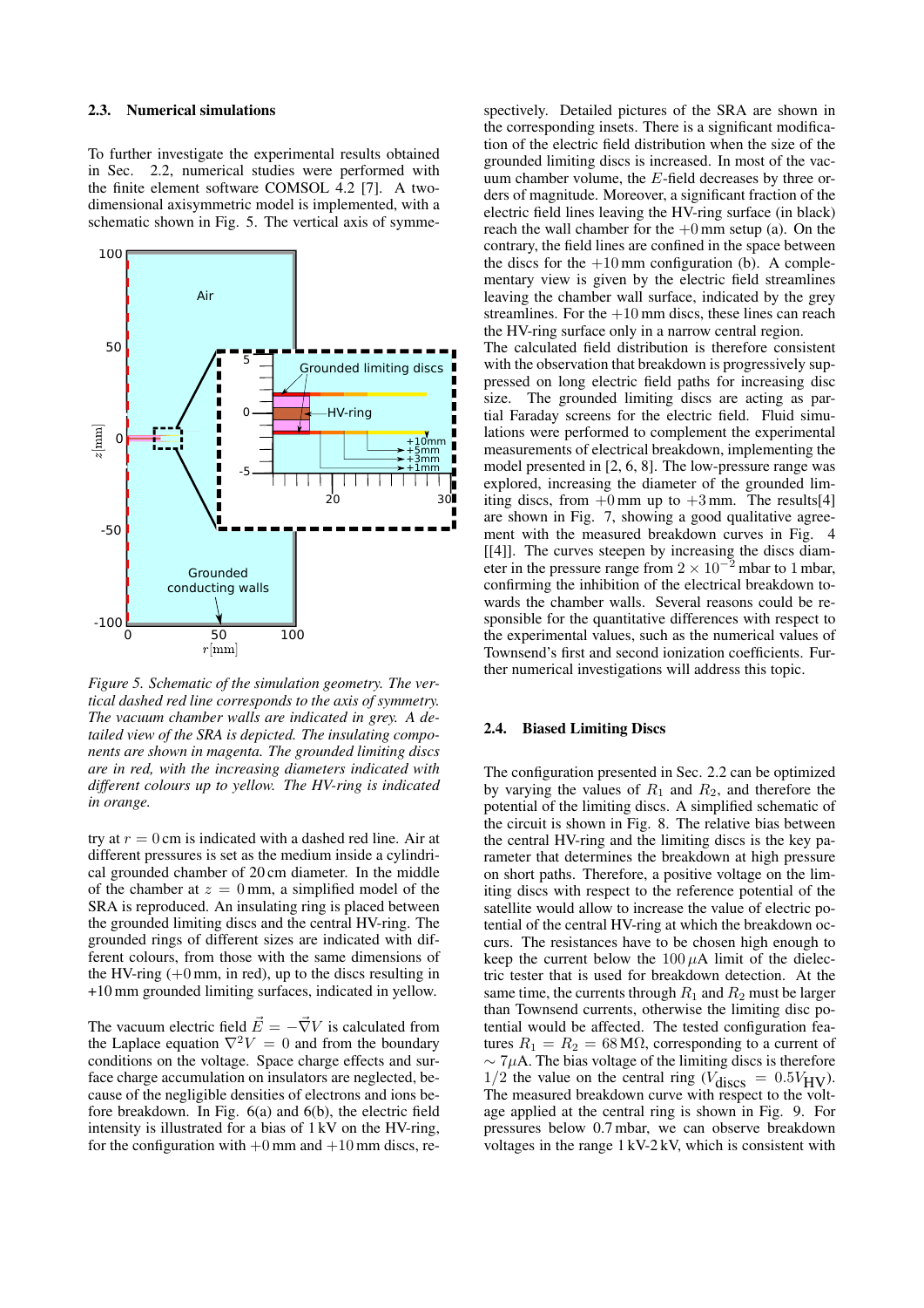### 2.3. Numerical simulations

To further investigate the experimental results obtained in Sec. 2.2, numerical studies were performed with the finite element software COMSOL 4.2 [7]. A two-dimensional axisymmetric model is implemented, with a schematic shown in Fig. 5. The vertical axis of symmetry at $r = 0$ cm is indicated with a dashed red line. Air at different pressures is set as the medium inside a cylindrical grounded chamber of 20 cm diameter. In the middle of the chamber at $z = 0$ mm, a simplified model of the SRA is reproduced. An insulating ring is placed between the grounded limiting discs and the central HV-ring. The grounded rings of different sizes are indicated with different colours, from those with the same dimensions of the HV-ring (+0 mm, in red), up to the discs resulting in +10 mm grounded limiting surfaces, indicated in yellow.

*Figure 5. Schematic of the simulation geometry. The vertical dashed red line corresponds to the axis of symmetry. The vacuum chamber walls are indicated in grey. A detailed view of the SRA is depicted. The insulating components are shown in magenta. The grounded limiting discs are in red, with the increasing diameters indicated with different colours up to yellow. The HV-ring is indicated in orange.*

The vacuum electric field $\vec{E} = -\vec{\nabla} V$ is calculated from the Laplace equation $\nabla^2 V = 0$ and from the boundary conditions on the voltage. Space charge effects and surface charge accumulation on insulators are neglected, because of the negligible densities of electrons and ions before breakdown. In Fig. 6(a) and 6(b), the electric field intensity is illustrated for a bias of 1 kV on the HV-ring, for the configuration with +0 mm and +10 mm discs, respectively. Detailed pictures of the SRA are shown in the corresponding insets. There is a significant modification of the electric field distribution when the size of the grounded limiting discs is increased. In most of the vacuum chamber volume, the $E$-field decreases by three orders of magnitude. Moreover, a significant fraction of the electric field lines leaving the HV-ring surface (in black) reach the wall chamber for the +0 mm setup (a). On the contrary, the field lines are confined in the space between the discs for the +10 mm configuration (b). A complementary view is given by the electric field streamlines leaving the chamber wall surface, indicated by the grey streamlines. For the +10 mm discs, these lines can reach the HV-ring surface only in a narrow central region.

The calculated field distribution is therefore consistent with the observation that breakdown is progressively suppressed on long electric field paths for increasing disc size. The grounded limiting discs are acting as partial Faraday screens for the electric field. Fluid simulations were performed to complement the experimental measurements of electrical breakdown, implementing the model presented in [2, 6, 8]. The low-pressure range was explored, increasing the diameter of the grounded limiting discs, from +0 mm up to +3 mm. The results[4] are shown in Fig. 7, showing a good qualitative agreement with the measured breakdown curves in Fig. 4 [[4]]. The curves steepen by increasing the discs diameter in the pressure range from $2 \times 10^{-2}$ mbar to 1 mbar, confirming the inhibition of the electrical breakdown towards the chamber walls. Several reasons could be responsible for the quantitative differences with respect to the experimental values, such as the numerical values of Townsend's first and second ionization coefficients. Further numerical investigations will address this topic.

### 2.4. Biased Limiting Discs

The configuration presented in Sec. 2.2 can be optimized by varying the values of $R_1$ and $R_2$, and therefore the potential of the limiting discs. A simplified schematic of the circuit is shown in Fig. 8. The relative bias between the central HV-ring and the limiting discs is the key parameter that determines the breakdown at high pressure on short paths. Therefore, a positive voltage on the limiting discs with respect to the reference potential of the satellite would allow to increase the value of electric potential of the central HV-ring at which the breakdown occurs. The resistances have to be chosen high enough to keep the current below the $100\,\mu$A limit of the dielectric tester that is used for breakdown detection. At the same time, the currents through $R_1$ and $R_2$ must be larger than Townsend currents, otherwise the limiting disc potential would be affected. The tested configuration features $R_1 = R_2 = 68\,\mathrm{M}\Omega$, corresponding to a current of $\sim 7\mu$A. The bias voltage of the limiting discs is therefore $1/2$ the value on the central ring ($V_{\text{discs}} = 0.5 V_{\text{HV}}$). The measured breakdown curve with respect to the voltage applied at the central ring is shown in Fig. 9. For pressures below 0.7 mbar, we can observe breakdown voltages in the range 1 kV-2 kV, which is consistent with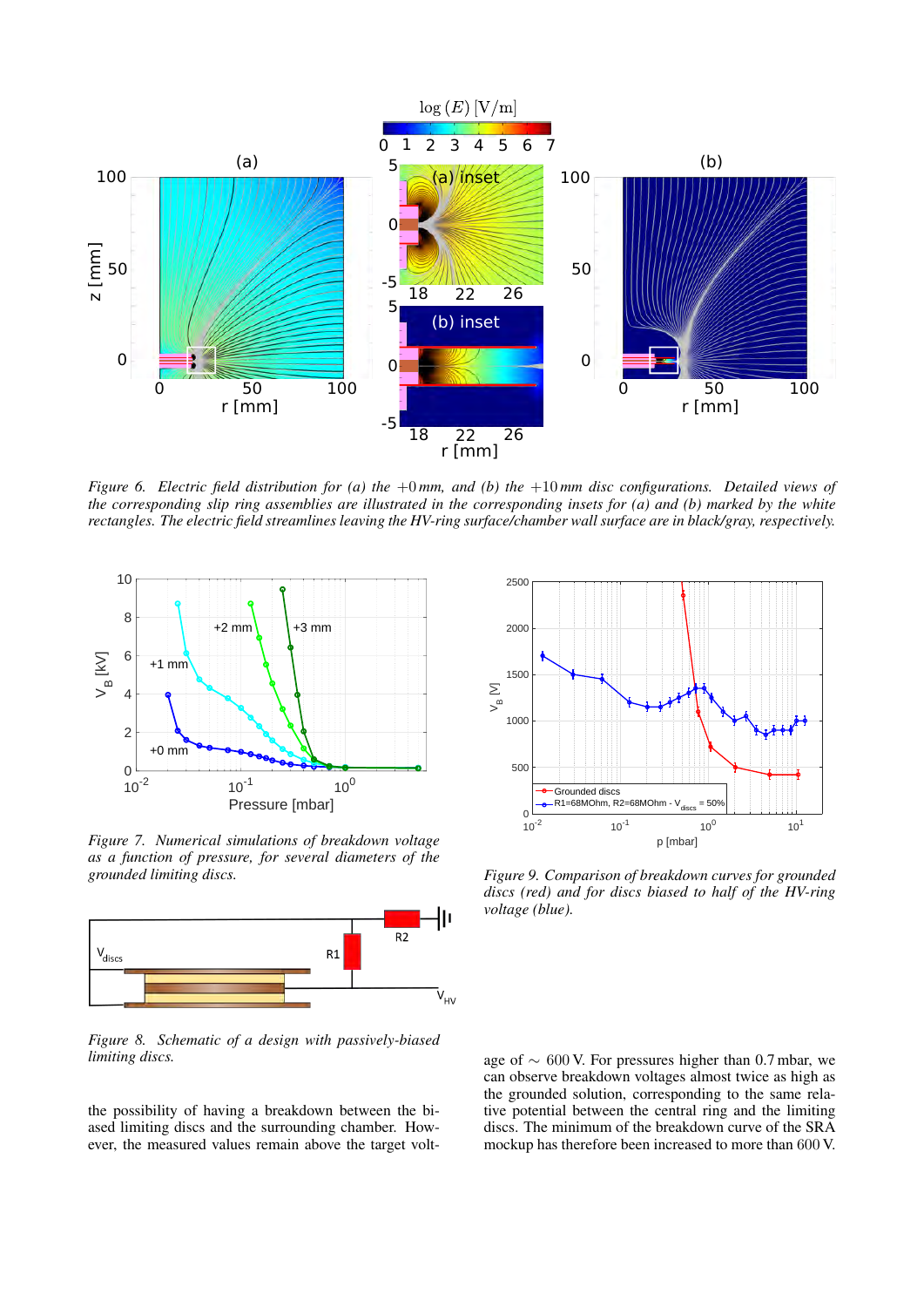*Figure 6. Electric field distribution for (a) the +0 mm, and (b) the +10 mm disc configurations. Detailed views of the corresponding slip ring assemblies are illustrated in the corresponding insets for (a) and (b) marked by the white rectangles. The electric field streamlines leaving the HV-ring surface/chamber wall surface are in black/gray, respectively.*

*Figure 7. Numerical simulations of breakdown voltage as a function of pressure, for several diameters of the grounded limiting discs.*

*Figure 8. Schematic of a design with passively-biased limiting discs.*

the possibility of having a breakdown between the biased limiting discs and the surrounding chamber. However, the measured values remain above the target voltage of ∼ 600 V. For pressures higher than 0.7 mbar, we can observe breakdown voltages almost twice as high as the grounded solution, corresponding to the same relative potential between the central ring and the limiting discs. The minimum of the breakdown curve of the SRA mockup has therefore been increased to more than 600 V.

*Figure 9. Comparison of breakdown curves for grounded discs (red) and for discs biased to half of the HV-ring voltage (blue).*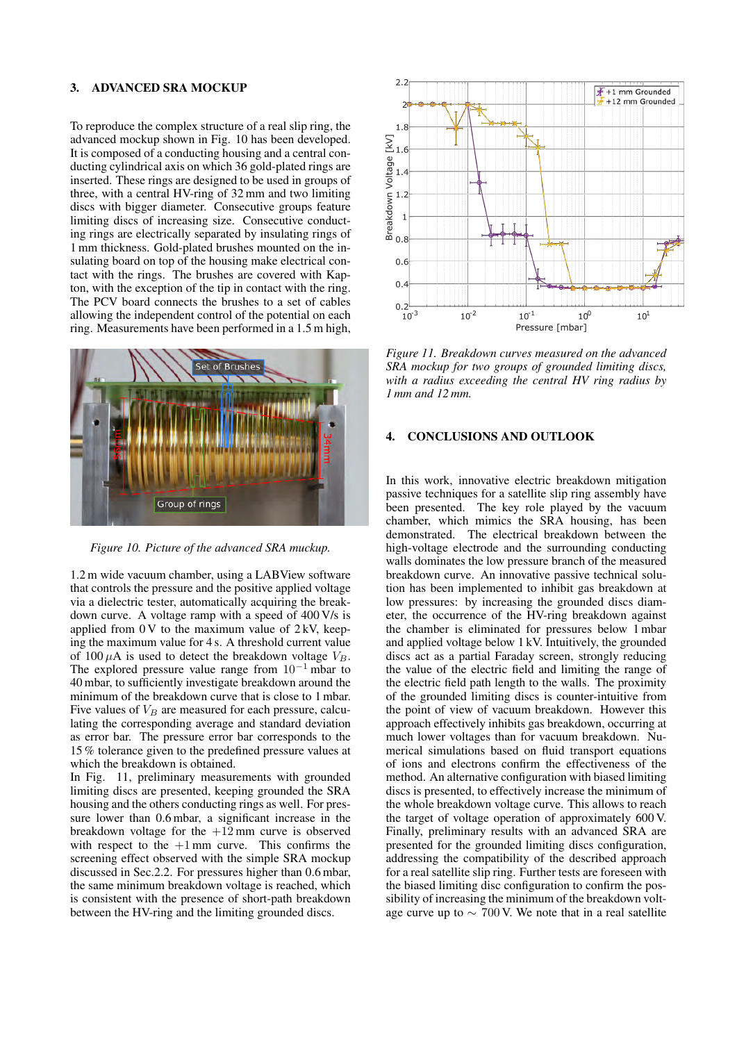## 3. ADVANCED SRA MOCKUP

To reproduce the complex structure of a real slip ring, the advanced mockup shown in Fig. 10 has been developed. It is composed of a conducting housing and a central conducting cylindrical axis on which 36 gold-plated rings are inserted. These rings are designed to be used in groups of three, with a central HV-ring of 32 mm and two limiting discs with bigger diameter. Consecutive groups feature limiting discs of increasing size. Consecutive conducting rings are electrically separated by insulating rings of 1 mm thickness. Gold-plated brushes mounted on the insulating board on top of the housing make electrical contact with the rings. The brushes are covered with Kapton, with the exception of the tip in contact with the ring. The PCV board connects the brushes to a set of cables allowing the independent control of the potential on each ring. Measurements have been performed in a 1.5 m high, 1.2 m wide vacuum chamber, using a LABView software that controls the pressure and the positive applied voltage via a dielectric tester, automatically acquiring the breakdown curve. A voltage ramp with a speed of 400 V/s is applied from 0 V to the maximum value of 2 kV, keeping the maximum value for 4 s. A threshold current value of 100 $\mu$A is used to detect the breakdown voltage $V_B$. The explored pressure value range from $10^{-1}$ mbar to 40 mbar, to sufficiently investigate breakdown around the minimum of the breakdown curve that is close to 1 mbar. Five values of $V_B$ are measured for each pressure, calculating the corresponding average and standard deviation as error bar. The pressure error bar corresponds to the 15 % tolerance given to the predefined pressure values at which the breakdown is obtained.

Figure 10. Picture of the advanced SRA muckup.

In Fig. 11, preliminary measurements with grounded limiting discs are presented, keeping grounded the SRA housing and the others conducting rings as well. For pressure lower than 0.6 mbar, a significant increase in the breakdown voltage for the +12 mm curve is observed with respect to the +1 mm curve. This confirms the screening effect observed with the simple SRA mockup discussed in Sec.2.2. For pressures higher than 0.6 mbar, the same minimum breakdown voltage is reached, which is consistent with the presence of short-path breakdown between the HV-ring and the limiting grounded discs.

Figure 11. Breakdown curves measured on the advanced SRA mockup for two groups of grounded limiting discs, with a radius exceeding the central HV ring radius by 1 mm and 12 mm.

## 4. CONCLUSIONS AND OUTLOOK

In this work, innovative electric breakdown mitigation passive techniques for a satellite slip ring assembly have been presented. The key role played by the vacuum chamber, which mimics the SRA housing, has been demonstrated. The electrical breakdown between the high-voltage electrode and the surrounding conducting walls dominates the low pressure branch of the measured breakdown curve. An innovative passive technical solution has been implemented to inhibit gas breakdown at low pressures: by increasing the grounded discs diameter, the occurrence of the HV-ring breakdown against the chamber is eliminated for pressures below 1 mbar and applied voltage below 1 kV. Intuitively, the grounded discs act as a partial Faraday screen, strongly reducing the value of the electric field and limiting the range of the electric field path length to the walls. The proximity of the grounded limiting discs is counter-intuitive from the point of view of vacuum breakdown. However this approach effectively inhibits gas breakdown, occurring at much lower voltages than for vacuum breakdown. Numerical simulations based on fluid transport equations of ions and electrons confirm the effectiveness of the method. An alternative configuration with biased limiting discs is presented, to effectively increase the minimum of the whole breakdown voltage curve. This allows to reach the target of voltage operation of approximately 600 V. Finally, preliminary results with an advanced SRA are presented for the grounded limiting discs configuration, addressing the compatibility of the described approach for a real satellite slip ring. Further tests are foreseen with the biased limiting disc configuration to confirm the possibility of increasing the minimum of the breakdown voltage curve up to $\sim$ 700 V. We note that in a real satellite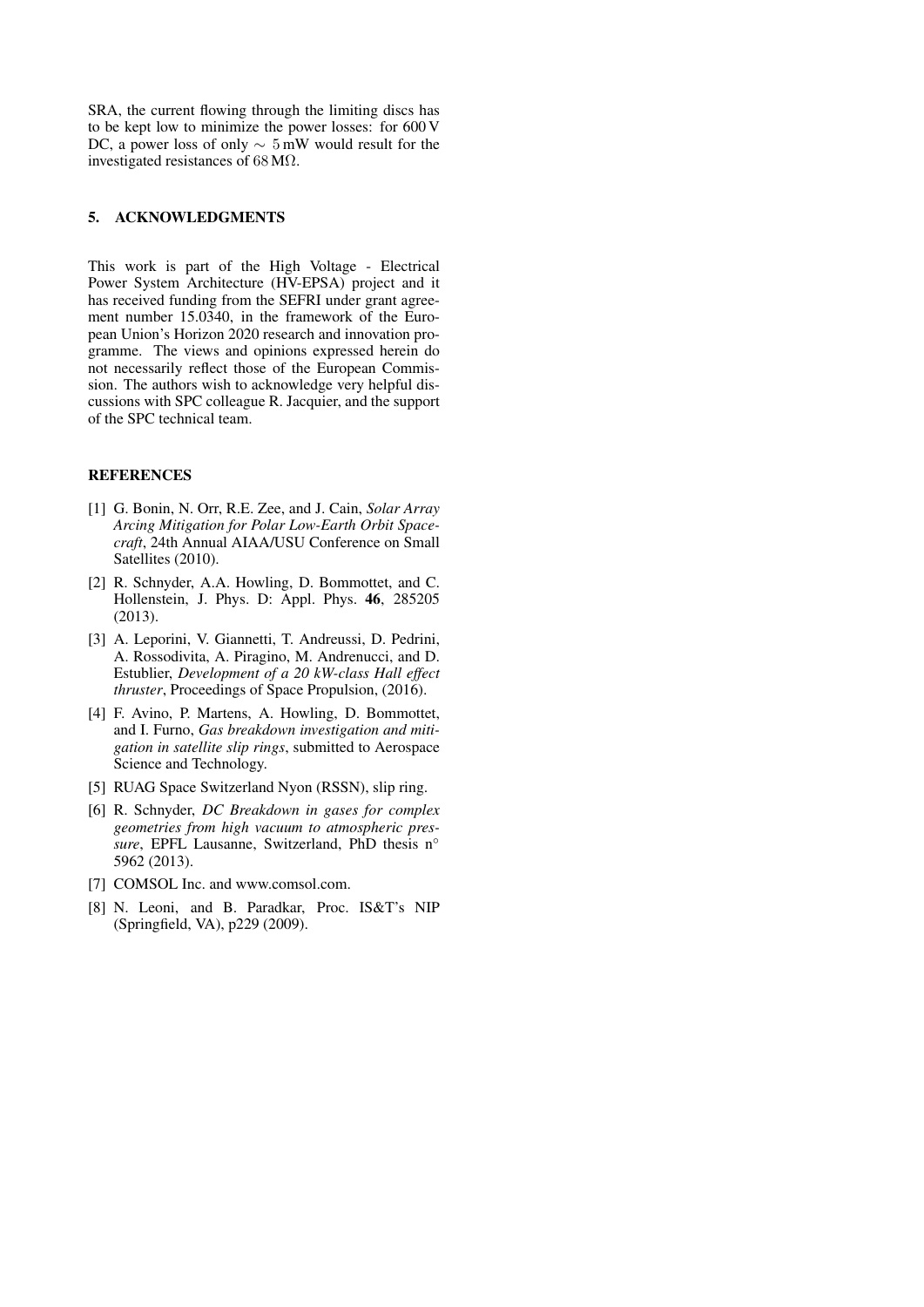SRA, the current flowing through the limiting discs has to be kept low to minimize the power losses: for 600 V DC, a power loss of only $\sim 5\,\mathrm{mW}$ would result for the investigated resistances of $68\,\mathrm{M\Omega}$.

## 5. ACKNOWLEDGMENTS

This work is part of the High Voltage - Electrical Power System Architecture (HV-EPSA) project and it has received funding from the SEFRI under grant agreement number 15.0340, in the framework of the European Union's Horizon 2020 research and innovation programme. The views and opinions expressed herein do not necessarily reflect those of the European Commission. The authors wish to acknowledge very helpful discussions with SPC colleague R. Jacquier, and the support of the SPC technical team.

## REFERENCES

[1] G. Bonin, N. Orr, R.E. Zee, and J. Cain, *Solar Array Arcing Mitigation for Polar Low-Earth Orbit Spacecraft*, 24th Annual AIAA/USU Conference on Small Satellites (2010).

[2] R. Schnyder, A.A. Howling, D. Bommottet, and C. Hollenstein, J. Phys. D: Appl. Phys. **46**, 285205 (2013).

[3] A. Leporini, V. Giannetti, T. Andreussi, D. Pedrini, A. Rossodivita, A. Piragino, M. Andrenucci, and D. Estublier, *Development of a 20 kW-class Hall effect thruster*, Proceedings of Space Propulsion, (2016).

[4] F. Avino, P. Martens, A. Howling, D. Bommottet, and I. Furno, *Gas breakdown investigation and mitigation in satellite slip rings*, submitted to Aerospace Science and Technology.

[5] RUAG Space Switzerland Nyon (RSSN), slip ring.

[6] R. Schnyder, *DC Breakdown in gases for complex geometries from high vacuum to atmospheric pressure*, EPFL Lausanne, Switzerland, PhD thesis n° 5962 (2013).

[7] COMSOL Inc. and www.comsol.com.

[8] N. Leoni, and B. Paradkar, Proc. IS&T's NIP (Springfield, VA), p229 (2009).